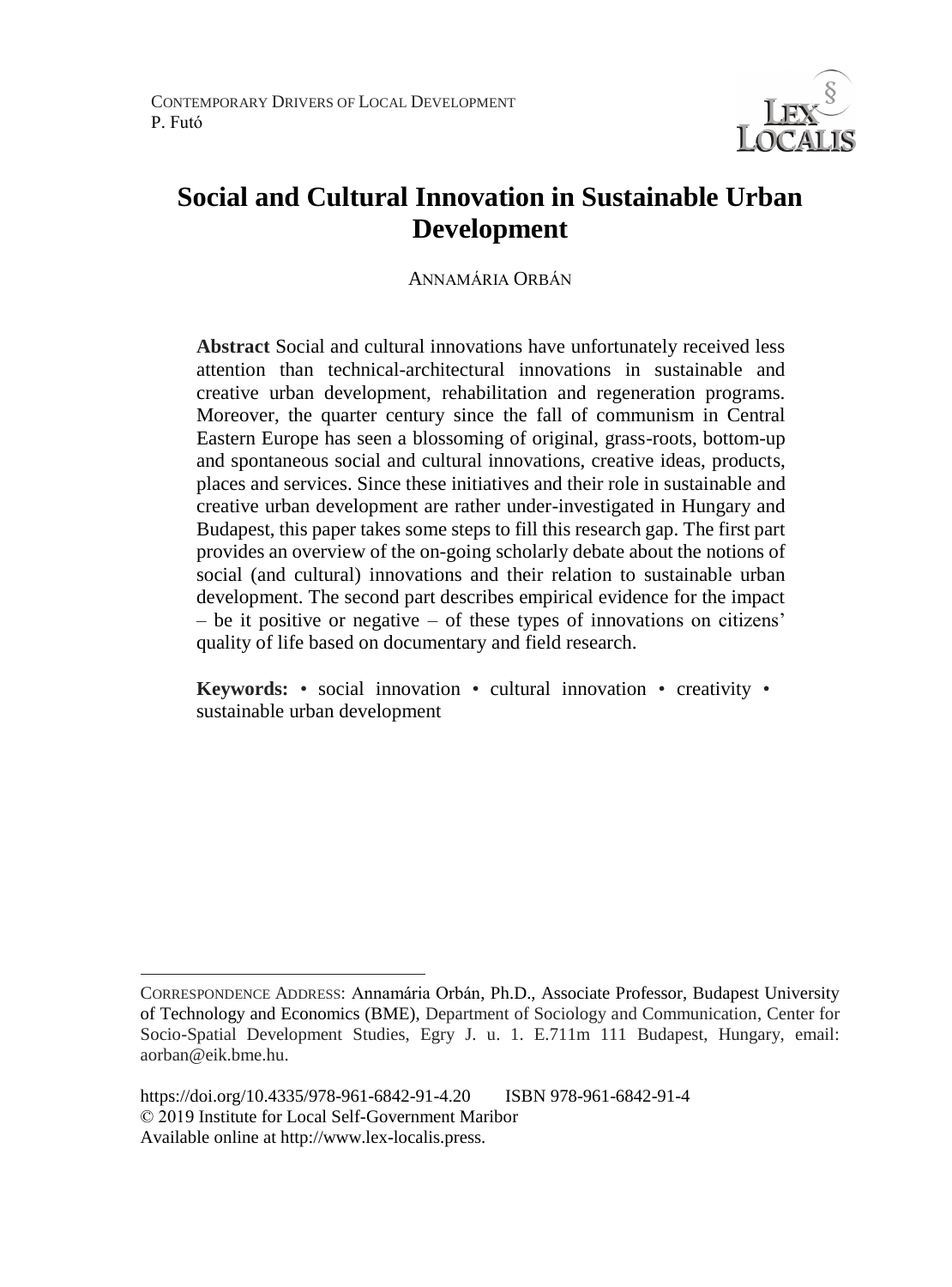# Social and Cultural Innovation in Sustainable Urban Development

ANNAMÁRIA ORBÁN

**Abstract** Social and cultural innovations have unfortunately received less attention than technical-architectural innovations in sustainable and creative urban development, rehabilitation and regeneration programs. Moreover, the quarter century since the fall of communism in Central Eastern Europe has seen a blossoming of original, grass-roots, bottom-up and spontaneous social and cultural innovations, creative ideas, products, places and services. Since these initiatives and their role in sustainable and creative urban development are rather under-investigated in Hungary and Budapest, this paper takes some steps to fill this research gap. The first part provides an overview of the on-going scholarly debate about the notions of social (and cultural) innovations and their relation to sustainable urban development. The second part describes empirical evidence for the impact – be it positive or negative – of these types of innovations on citizens' quality of life based on documentary and field research.

**Keywords:** • social innovation • cultural innovation • creativity • sustainable urban development

---

CORRESPONDENCE ADDRESS: Annamária Orbán, Ph.D., Associate Professor, Budapest University of Technology and Economics (BME), Department of Sociology and Communication, Center for Socio-Spatial Development Studies, Egry J. u. 1. E.711m 111 Budapest, Hungary, email: aorban@eik.bme.hu.

https://doi.org/10.4335/978-961-6842-91-4.20 ISBN 978-961-6842-91-4
© 2019 Institute for Local Self-Government Maribor
Available online at http://www.lex-localis.press.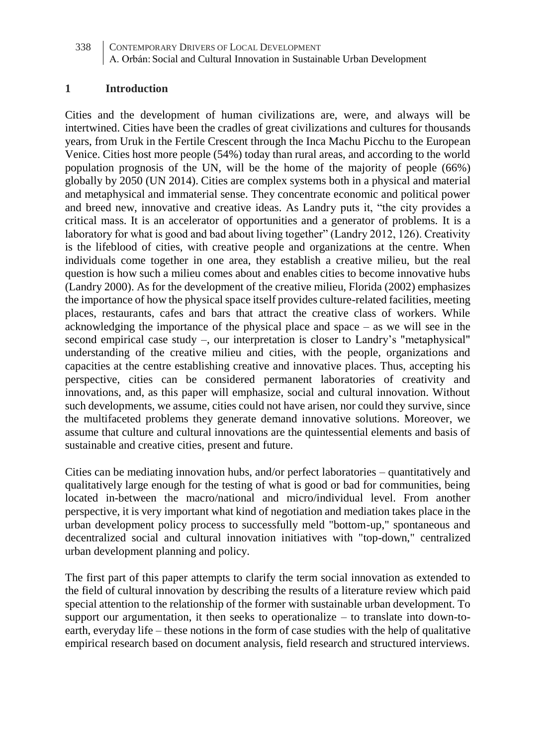## 1 Introduction

Cities and the development of human civilizations are, were, and always will be intertwined. Cities have been the cradles of great civilizations and cultures for thousands years, from Uruk in the Fertile Crescent through the Inca Machu Picchu to the European Venice. Cities host more people (54%) today than rural areas, and according to the world population prognosis of the UN, will be the home of the majority of people (66%) globally by 2050 (UN 2014). Cities are complex systems both in a physical and material and metaphysical and immaterial sense. They concentrate economic and political power and breed new, innovative and creative ideas. As Landry puts it, "the city provides a critical mass. It is an accelerator of opportunities and a generator of problems. It is a laboratory for what is good and bad about living together" (Landry 2012, 126). Creativity is the lifeblood of cities, with creative people and organizations at the centre. When individuals come together in one area, they establish a creative milieu, but the real question is how such a milieu comes about and enables cities to become innovative hubs (Landry 2000). As for the development of the creative milieu, Florida (2002) emphasizes the importance of how the physical space itself provides culture-related facilities, meeting places, restaurants, cafes and bars that attract the creative class of workers. While acknowledging the importance of the physical place and space – as we will see in the second empirical case study –, our interpretation is closer to Landry's "metaphysical" understanding of the creative milieu and cities, with the people, organizations and capacities at the centre establishing creative and innovative places. Thus, accepting his perspective, cities can be considered permanent laboratories of creativity and innovations, and, as this paper will emphasize, social and cultural innovation. Without such developments, we assume, cities could not have arisen, nor could they survive, since the multifaceted problems they generate demand innovative solutions. Moreover, we assume that culture and cultural innovations are the quintessential elements and basis of sustainable and creative cities, present and future.

Cities can be mediating innovation hubs, and/or perfect laboratories – quantitatively and qualitatively large enough for the testing of what is good or bad for communities, being located in-between the macro/national and micro/individual level. From another perspective, it is very important what kind of negotiation and mediation takes place in the urban development policy process to successfully meld "bottom-up," spontaneous and decentralized social and cultural innovation initiatives with "top-down," centralized urban development planning and policy.

The first part of this paper attempts to clarify the term social innovation as extended to the field of cultural innovation by describing the results of a literature review which paid special attention to the relationship of the former with sustainable urban development. To support our argumentation, it then seeks to operationalize – to translate into down-to-earth, everyday life – these notions in the form of case studies with the help of qualitative empirical research based on document analysis, field research and structured interviews.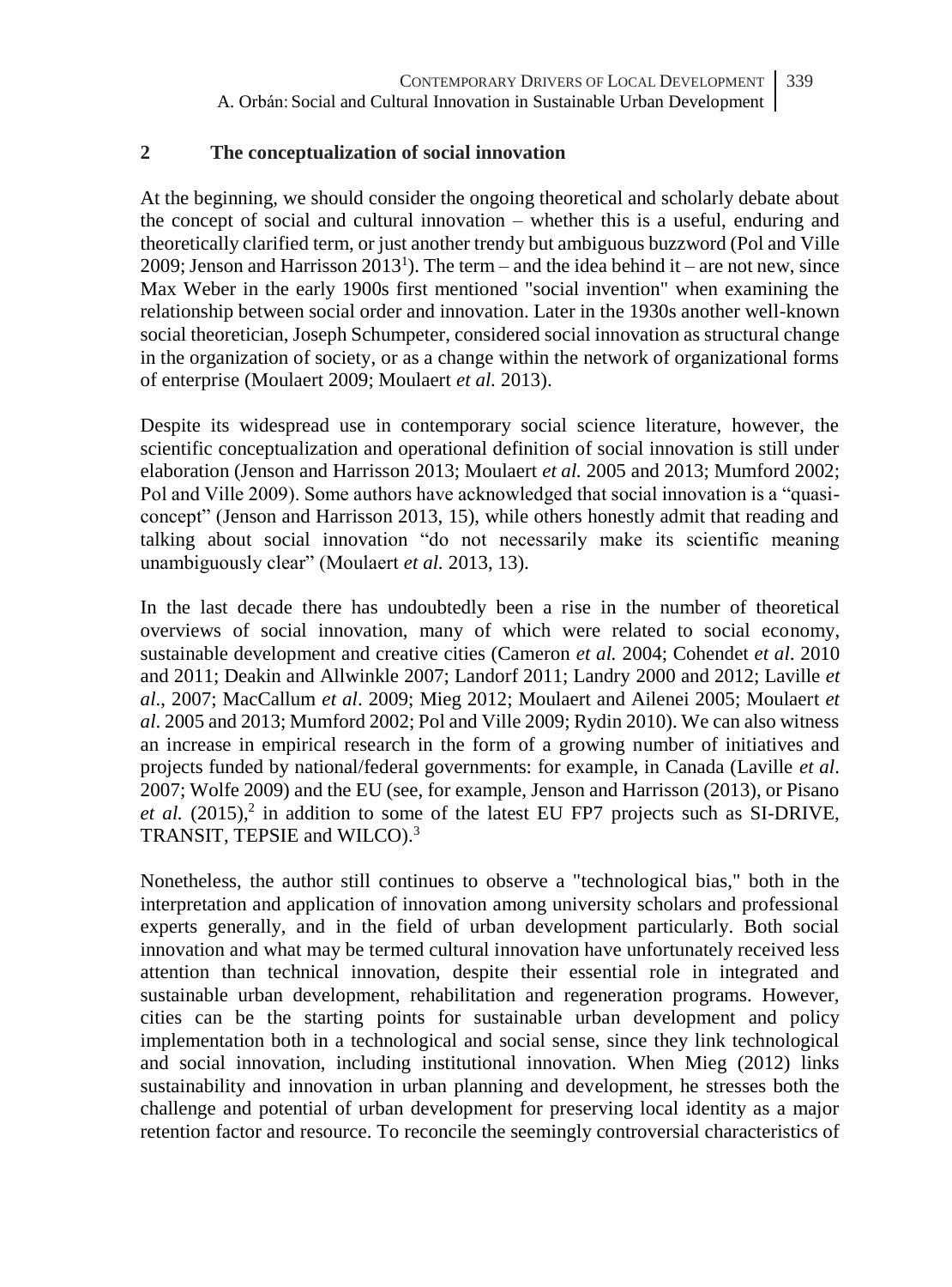## 2 The conceptualization of social innovation

At the beginning, we should consider the ongoing theoretical and scholarly debate about the concept of social and cultural innovation – whether this is a useful, enduring and theoretically clarified term, or just another trendy but ambiguous buzzword (Pol and Ville 2009; Jenson and Harrisson 2013[1]). The term – and the idea behind it – are not new, since Max Weber in the early 1900s first mentioned "social invention" when examining the relationship between social order and innovation. Later in the 1930s another well-known social theoretician, Joseph Schumpeter, considered social innovation as structural change in the organization of society, or as a change within the network of organizational forms of enterprise (Moulaert 2009; Moulaert *et al.* 2013).

Despite its widespread use in contemporary social science literature, however, the scientific conceptualization and operational definition of social innovation is still under elaboration (Jenson and Harrisson 2013; Moulaert *et al.* 2005 and 2013; Mumford 2002; Pol and Ville 2009). Some authors have acknowledged that social innovation is a "quasi-concept" (Jenson and Harrisson 2013, 15), while others honestly admit that reading and talking about social innovation "do not necessarily make its scientific meaning unambiguously clear" (Moulaert *et al.* 2013, 13).

In the last decade there has undoubtedly been a rise in the number of theoretical overviews of social innovation, many of which were related to social economy, sustainable development and creative cities (Cameron *et al.* 2004; Cohendet *et al.* 2010 and 2011; Deakin and Allwinkle 2007; Landorf 2011; Landry 2000 and 2012; Laville *et al*., 2007; MacCallum *et al*. 2009; Mieg 2012; Moulaert and Ailenei 2005; Moulaert *et al*. 2005 and 2013; Mumford 2002; Pol and Ville 2009; Rydin 2010). We can also witness an increase in empirical research in the form of a growing number of initiatives and projects funded by national/federal governments: for example, in Canada (Laville *et al*. 2007; Wolfe 2009) and the EU (see, for example, Jenson and Harrisson (2013), or Pisano *et al.* (2015),[2] in addition to some of the latest EU FP7 projects such as SI-DRIVE, TRANSIT, TEPSIE and WILCO).[3]

Nonetheless, the author still continues to observe a "technological bias," both in the interpretation and application of innovation among university scholars and professional experts generally, and in the field of urban development particularly. Both social innovation and what may be termed cultural innovation have unfortunately received less attention than technical innovation, despite their essential role in integrated and sustainable urban development, rehabilitation and regeneration programs. However, cities can be the starting points for sustainable urban development and policy implementation both in a technological and social sense, since they link technological and social innovation, including institutional innovation. When Mieg (2012) links sustainability and innovation in urban planning and development, he stresses both the challenge and potential of urban development for preserving local identity as a major retention factor and resource. To reconcile the seemingly controversial characteristics of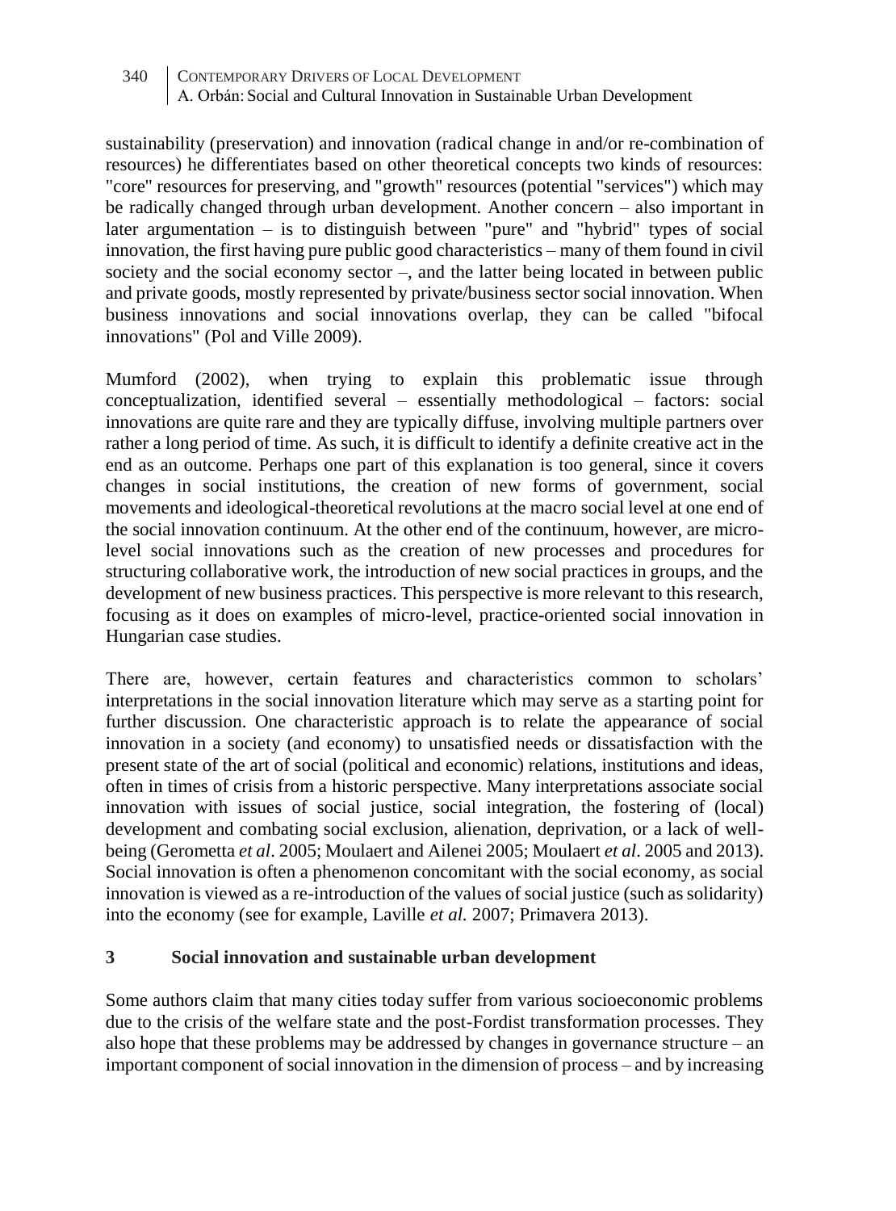sustainability (preservation) and innovation (radical change in and/or re-combination of resources) he differentiates based on other theoretical concepts two kinds of resources: "core" resources for preserving, and "growth" resources (potential "services") which may be radically changed through urban development. Another concern – also important in later argumentation – is to distinguish between "pure" and "hybrid" types of social innovation, the first having pure public good characteristics – many of them found in civil society and the social economy sector –, and the latter being located in between public and private goods, mostly represented by private/business sector social innovation. When business innovations and social innovations overlap, they can be called "bifocal innovations" (Pol and Ville 2009).

Mumford (2002), when trying to explain this problematic issue through conceptualization, identified several – essentially methodological – factors: social innovations are quite rare and they are typically diffuse, involving multiple partners over rather a long period of time. As such, it is difficult to identify a definite creative act in the end as an outcome. Perhaps one part of this explanation is too general, since it covers changes in social institutions, the creation of new forms of government, social movements and ideological-theoretical revolutions at the macro social level at one end of the social innovation continuum. At the other end of the continuum, however, are micro-level social innovations such as the creation of new processes and procedures for structuring collaborative work, the introduction of new social practices in groups, and the development of new business practices. This perspective is more relevant to this research, focusing as it does on examples of micro-level, practice-oriented social innovation in Hungarian case studies.

There are, however, certain features and characteristics common to scholars' interpretations in the social innovation literature which may serve as a starting point for further discussion. One characteristic approach is to relate the appearance of social innovation in a society (and economy) to unsatisfied needs or dissatisfaction with the present state of the art of social (political and economic) relations, institutions and ideas, often in times of crisis from a historic perspective. Many interpretations associate social innovation with issues of social justice, social integration, the fostering of (local) development and combating social exclusion, alienation, deprivation, or a lack of well-being (Gerometta *et al*. 2005; Moulaert and Ailenei 2005; Moulaert *et al*. 2005 and 2013). Social innovation is often a phenomenon concomitant with the social economy, as social innovation is viewed as a re-introduction of the values of social justice (such as solidarity) into the economy (see for example, Laville *et al.* 2007; Primavera 2013).

## 3 Social innovation and sustainable urban development

Some authors claim that many cities today suffer from various socioeconomic problems due to the crisis of the welfare state and the post-Fordist transformation processes. They also hope that these problems may be addressed by changes in governance structure – an important component of social innovation in the dimension of process – and by increasing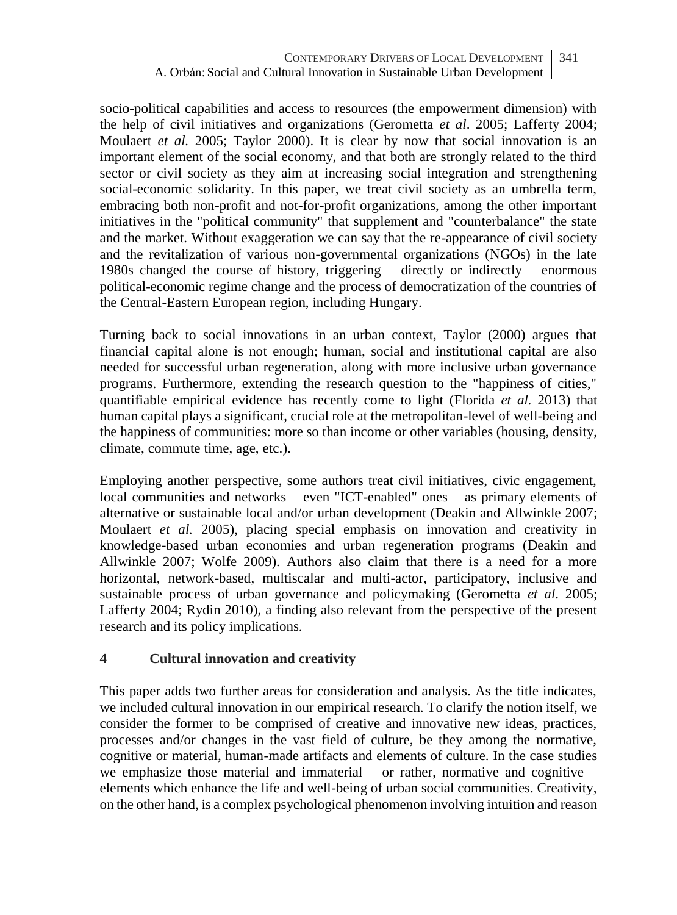socio-political capabilities and access to resources (the empowerment dimension) with the help of civil initiatives and organizations (Gerometta *et al*. 2005; Lafferty 2004; Moulaert *et al.* 2005; Taylor 2000). It is clear by now that social innovation is an important element of the social economy, and that both are strongly related to the third sector or civil society as they aim at increasing social integration and strengthening social-economic solidarity. In this paper, we treat civil society as an umbrella term, embracing both non-profit and not-for-profit organizations, among the other important initiatives in the "political community" that supplement and "counterbalance" the state and the market. Without exaggeration we can say that the re-appearance of civil society and the revitalization of various non-governmental organizations (NGOs) in the late 1980s changed the course of history, triggering – directly or indirectly – enormous political-economic regime change and the process of democratization of the countries of the Central-Eastern European region, including Hungary.

Turning back to social innovations in an urban context, Taylor (2000) argues that financial capital alone is not enough; human, social and institutional capital are also needed for successful urban regeneration, along with more inclusive urban governance programs. Furthermore, extending the research question to the "happiness of cities," quantifiable empirical evidence has recently come to light (Florida *et al.* 2013) that human capital plays a significant, crucial role at the metropolitan-level of well-being and the happiness of communities: more so than income or other variables (housing, density, climate, commute time, age, etc.).

Employing another perspective, some authors treat civil initiatives, civic engagement, local communities and networks – even "ICT-enabled" ones – as primary elements of alternative or sustainable local and/or urban development (Deakin and Allwinkle 2007; Moulaert *et al.* 2005), placing special emphasis on innovation and creativity in knowledge-based urban economies and urban regeneration programs (Deakin and Allwinkle 2007; Wolfe 2009). Authors also claim that there is a need for a more horizontal, network-based, multiscalar and multi-actor, participatory, inclusive and sustainable process of urban governance and policymaking (Gerometta *et al*. 2005; Lafferty 2004; Rydin 2010), a finding also relevant from the perspective of the present research and its policy implications.

## 4 Cultural innovation and creativity

This paper adds two further areas for consideration and analysis. As the title indicates, we included cultural innovation in our empirical research. To clarify the notion itself, we consider the former to be comprised of creative and innovative new ideas, practices, processes and/or changes in the vast field of culture, be they among the normative, cognitive or material, human-made artifacts and elements of culture. In the case studies we emphasize those material and immaterial – or rather, normative and cognitive – elements which enhance the life and well-being of urban social communities. Creativity, on the other hand, is a complex psychological phenomenon involving intuition and reason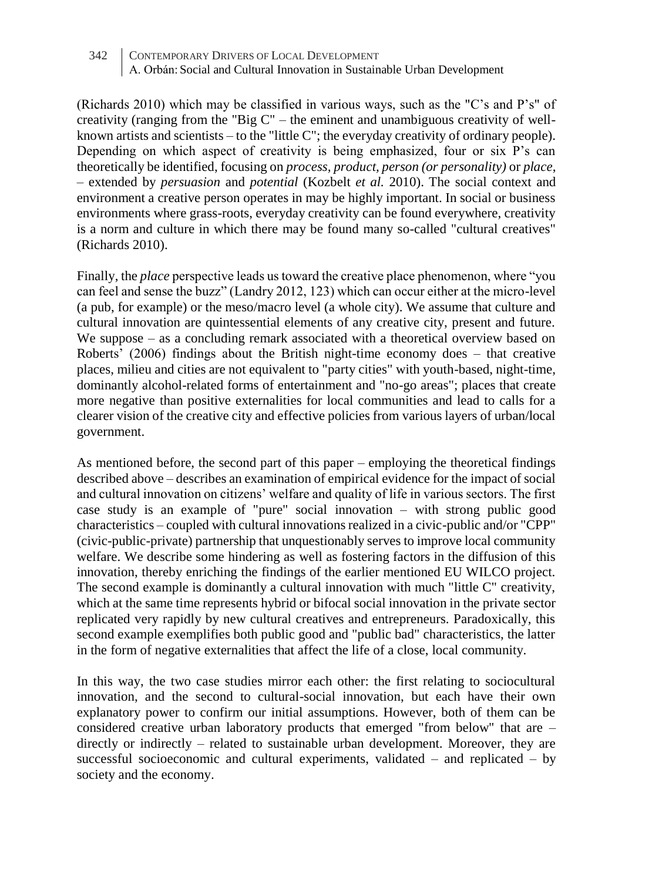(Richards 2010) which may be classified in various ways, such as the "C's and P's" of creativity (ranging from the "Big C" – the eminent and unambiguous creativity of well-known artists and scientists – to the "little C"; the everyday creativity of ordinary people). Depending on which aspect of creativity is being emphasized, four or six P's can theoretically be identified, focusing on *process, product, person (or personality)* or *place*, – extended by *persuasion* and *potential* (Kozbelt *et al.* 2010). The social context and environment a creative person operates in may be highly important. In social or business environments where grass-roots, everyday creativity can be found everywhere, creativity is a norm and culture in which there may be found many so-called "cultural creatives" (Richards 2010).

Finally, the *place* perspective leads us toward the creative place phenomenon, where "you can feel and sense the buzz" (Landry 2012, 123) which can occur either at the micro-level (a pub, for example) or the meso/macro level (a whole city). We assume that culture and cultural innovation are quintessential elements of any creative city, present and future. We suppose – as a concluding remark associated with a theoretical overview based on Roberts' (2006) findings about the British night-time economy does – that creative places, milieu and cities are not equivalent to "party cities" with youth-based, night-time, dominantly alcohol-related forms of entertainment and "no-go areas"; places that create more negative than positive externalities for local communities and lead to calls for a clearer vision of the creative city and effective policies from various layers of urban/local government.

As mentioned before, the second part of this paper – employing the theoretical findings described above – describes an examination of empirical evidence for the impact of social and cultural innovation on citizens' welfare and quality of life in various sectors. The first case study is an example of "pure" social innovation – with strong public good characteristics – coupled with cultural innovations realized in a civic-public and/or "CPP" (civic-public-private) partnership that unquestionably serves to improve local community welfare. We describe some hindering as well as fostering factors in the diffusion of this innovation, thereby enriching the findings of the earlier mentioned EU WILCO project. The second example is dominantly a cultural innovation with much "little C" creativity, which at the same time represents hybrid or bifocal social innovation in the private sector replicated very rapidly by new cultural creatives and entrepreneurs. Paradoxically, this second example exemplifies both public good and "public bad" characteristics, the latter in the form of negative externalities that affect the life of a close, local community.

In this way, the two case studies mirror each other: the first relating to sociocultural innovation, and the second to cultural-social innovation, but each have their own explanatory power to confirm our initial assumptions. However, both of them can be considered creative urban laboratory products that emerged "from below" that are – directly or indirectly – related to sustainable urban development. Moreover, they are successful socioeconomic and cultural experiments, validated – and replicated – by society and the economy.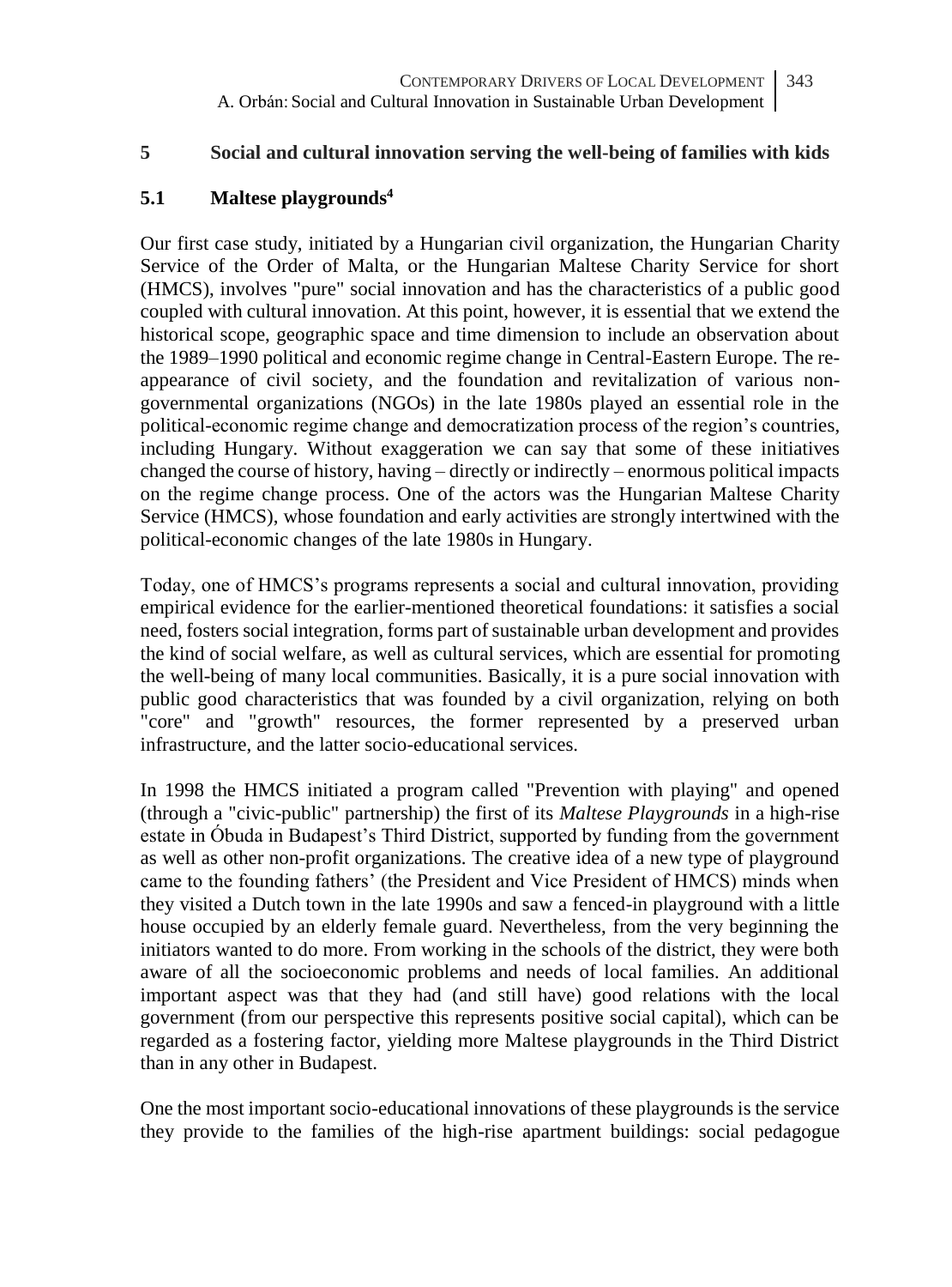## 5 Social and cultural innovation serving the well-being of families with kids

### 5.1 Maltese playgrounds[4]

Our first case study, initiated by a Hungarian civil organization, the Hungarian Charity Service of the Order of Malta, or the Hungarian Maltese Charity Service for short (HMCS), involves "pure" social innovation and has the characteristics of a public good coupled with cultural innovation. At this point, however, it is essential that we extend the historical scope, geographic space and time dimension to include an observation about the 1989–1990 political and economic regime change in Central-Eastern Europe. The re-appearance of civil society, and the foundation and revitalization of various non-governmental organizations (NGOs) in the late 1980s played an essential role in the political-economic regime change and democratization process of the region's countries, including Hungary. Without exaggeration we can say that some of these initiatives changed the course of history, having – directly or indirectly – enormous political impacts on the regime change process. One of the actors was the Hungarian Maltese Charity Service (HMCS), whose foundation and early activities are strongly intertwined with the political-economic changes of the late 1980s in Hungary.

Today, one of HMCS's programs represents a social and cultural innovation, providing empirical evidence for the earlier-mentioned theoretical foundations: it satisfies a social need, fosters social integration, forms part of sustainable urban development and provides the kind of social welfare, as well as cultural services, which are essential for promoting the well-being of many local communities. Basically, it is a pure social innovation with public good characteristics that was founded by a civil organization, relying on both "core" and "growth" resources, the former represented by a preserved urban infrastructure, and the latter socio-educational services.

In 1998 the HMCS initiated a program called "Prevention with playing" and opened (through a "civic-public" partnership) the first of its *Maltese Playgrounds* in a high-rise estate in Óbuda in Budapest's Third District, supported by funding from the government as well as other non-profit organizations. The creative idea of a new type of playground came to the founding fathers' (the President and Vice President of HMCS) minds when they visited a Dutch town in the late 1990s and saw a fenced-in playground with a little house occupied by an elderly female guard. Nevertheless, from the very beginning the initiators wanted to do more. From working in the schools of the district, they were both aware of all the socioeconomic problems and needs of local families. An additional important aspect was that they had (and still have) good relations with the local government (from our perspective this represents positive social capital), which can be regarded as a fostering factor, yielding more Maltese playgrounds in the Third District than in any other in Budapest.

One the most important socio-educational innovations of these playgrounds is the service they provide to the families of the high-rise apartment buildings: social pedagogue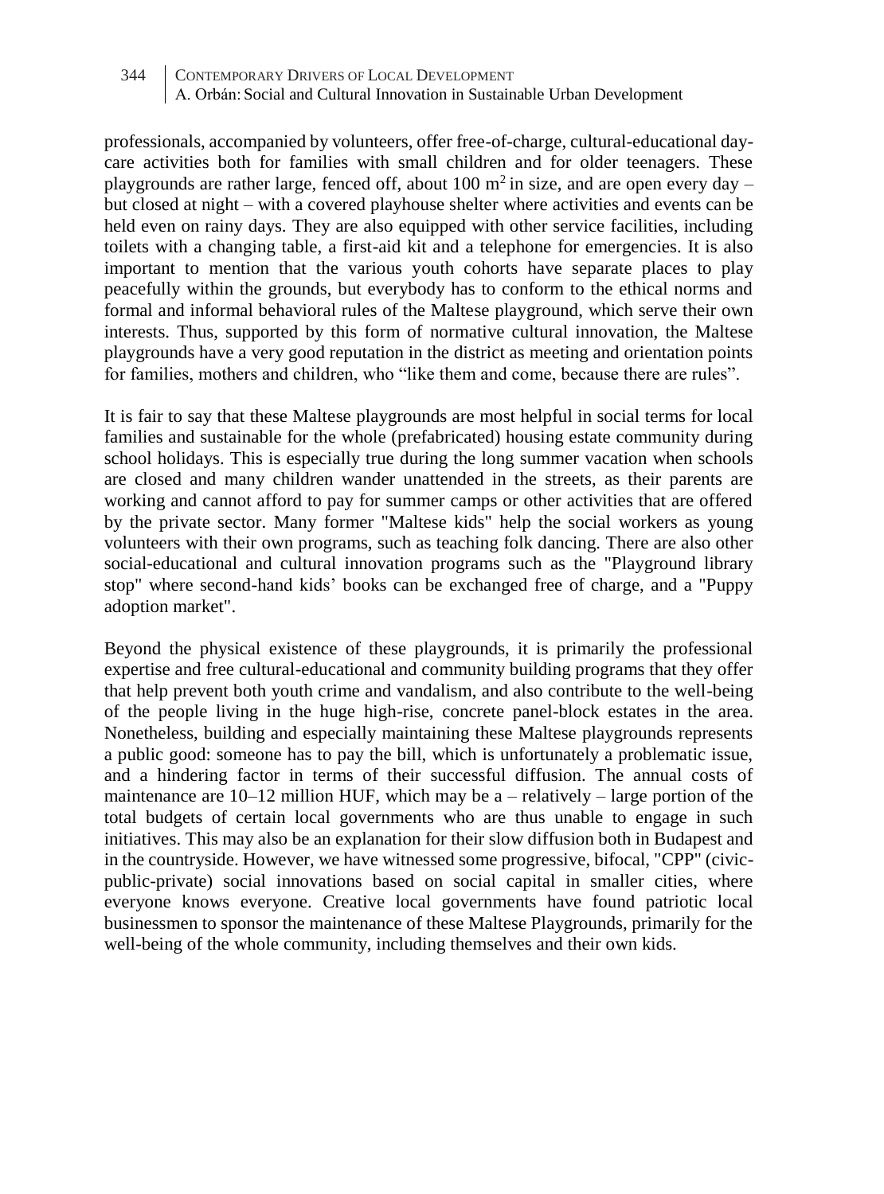professionals, accompanied by volunteers, offer free-of-charge, cultural-educational day-care activities both for families with small children and for older teenagers. These playgrounds are rather large, fenced off, about 100 $m^2$ in size, and are open every day – but closed at night – with a covered playhouse shelter where activities and events can be held even on rainy days. They are also equipped with other service facilities, including toilets with a changing table, a first-aid kit and a telephone for emergencies. It is also important to mention that the various youth cohorts have separate places to play peacefully within the grounds, but everybody has to conform to the ethical norms and formal and informal behavioral rules of the Maltese playground, which serve their own interests. Thus, supported by this form of normative cultural innovation, the Maltese playgrounds have a very good reputation in the district as meeting and orientation points for families, mothers and children, who "like them and come, because there are rules".

It is fair to say that these Maltese playgrounds are most helpful in social terms for local families and sustainable for the whole (prefabricated) housing estate community during school holidays. This is especially true during the long summer vacation when schools are closed and many children wander unattended in the streets, as their parents are working and cannot afford to pay for summer camps or other activities that are offered by the private sector. Many former "Maltese kids" help the social workers as young volunteers with their own programs, such as teaching folk dancing. There are also other social-educational and cultural innovation programs such as the "Playground library stop" where second-hand kids' books can be exchanged free of charge, and a "Puppy adoption market".

Beyond the physical existence of these playgrounds, it is primarily the professional expertise and free cultural-educational and community building programs that they offer that help prevent both youth crime and vandalism, and also contribute to the well-being of the people living in the huge high-rise, concrete panel-block estates in the area. Nonetheless, building and especially maintaining these Maltese playgrounds represents a public good: someone has to pay the bill, which is unfortunately a problematic issue, and a hindering factor in terms of their successful diffusion. The annual costs of maintenance are 10–12 million HUF, which may be a – relatively – large portion of the total budgets of certain local governments who are thus unable to engage in such initiatives. This may also be an explanation for their slow diffusion both in Budapest and in the countryside. However, we have witnessed some progressive, bifocal, "CPP" (civic-public-private) social innovations based on social capital in smaller cities, where everyone knows everyone. Creative local governments have found patriotic local businessmen to sponsor the maintenance of these Maltese Playgrounds, primarily for the well-being of the whole community, including themselves and their own kids.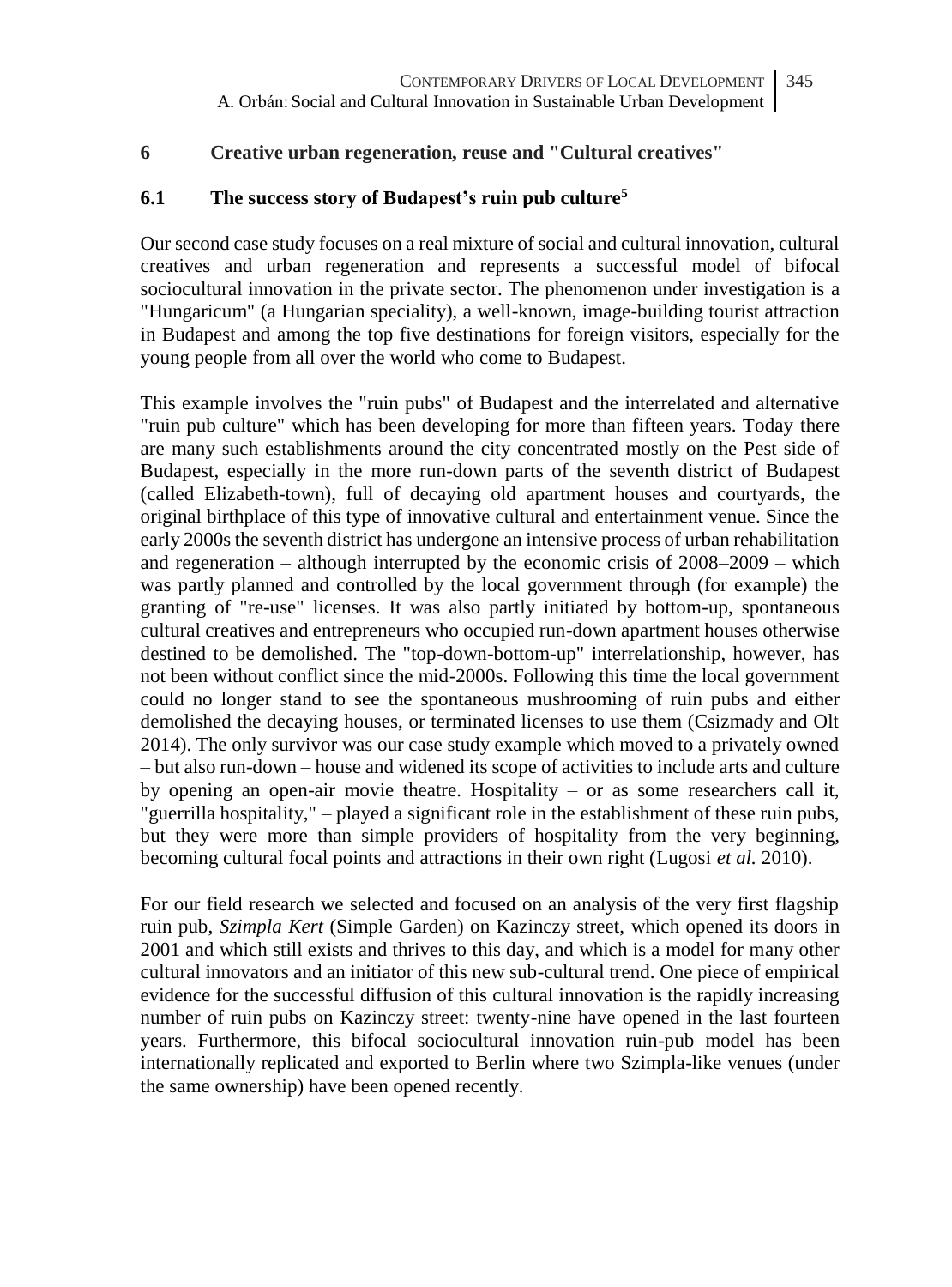## 6 Creative urban regeneration, reuse and "Cultural creatives"

### 6.1 The success story of Budapest's ruin pub culture[5]

Our second case study focuses on a real mixture of social and cultural innovation, cultural creatives and urban regeneration and represents a successful model of bifocal sociocultural innovation in the private sector. The phenomenon under investigation is a "Hungaricum" (a Hungarian speciality), a well-known, image-building tourist attraction in Budapest and among the top five destinations for foreign visitors, especially for the young people from all over the world who come to Budapest.

This example involves the "ruin pubs" of Budapest and the interrelated and alternative "ruin pub culture" which has been developing for more than fifteen years. Today there are many such establishments around the city concentrated mostly on the Pest side of Budapest, especially in the more run-down parts of the seventh district of Budapest (called Elizabeth-town), full of decaying old apartment houses and courtyards, the original birthplace of this type of innovative cultural and entertainment venue. Since the early 2000s the seventh district has undergone an intensive process of urban rehabilitation and regeneration – although interrupted by the economic crisis of 2008–2009 – which was partly planned and controlled by the local government through (for example) the granting of "re-use" licenses. It was also partly initiated by bottom-up, spontaneous cultural creatives and entrepreneurs who occupied run-down apartment houses otherwise destined to be demolished. The "top-down-bottom-up" interrelationship, however, has not been without conflict since the mid-2000s. Following this time the local government could no longer stand to see the spontaneous mushrooming of ruin pubs and either demolished the decaying houses, or terminated licenses to use them (Csizmady and Olt 2014). The only survivor was our case study example which moved to a privately owned – but also run-down – house and widened its scope of activities to include arts and culture by opening an open-air movie theatre. Hospitality – or as some researchers call it, "guerrilla hospitality," – played a significant role in the establishment of these ruin pubs, but they were more than simple providers of hospitality from the very beginning, becoming cultural focal points and attractions in their own right (Lugosi *et al.* 2010).

For our field research we selected and focused on an analysis of the very first flagship ruin pub, *Szimpla Kert* (Simple Garden) on Kazinczy street, which opened its doors in 2001 and which still exists and thrives to this day, and which is a model for many other cultural innovators and an initiator of this new sub-cultural trend. One piece of empirical evidence for the successful diffusion of this cultural innovation is the rapidly increasing number of ruin pubs on Kazinczy street: twenty-nine have opened in the last fourteen years. Furthermore, this bifocal sociocultural innovation ruin-pub model has been internationally replicated and exported to Berlin where two Szimpla-like venues (under the same ownership) have been opened recently.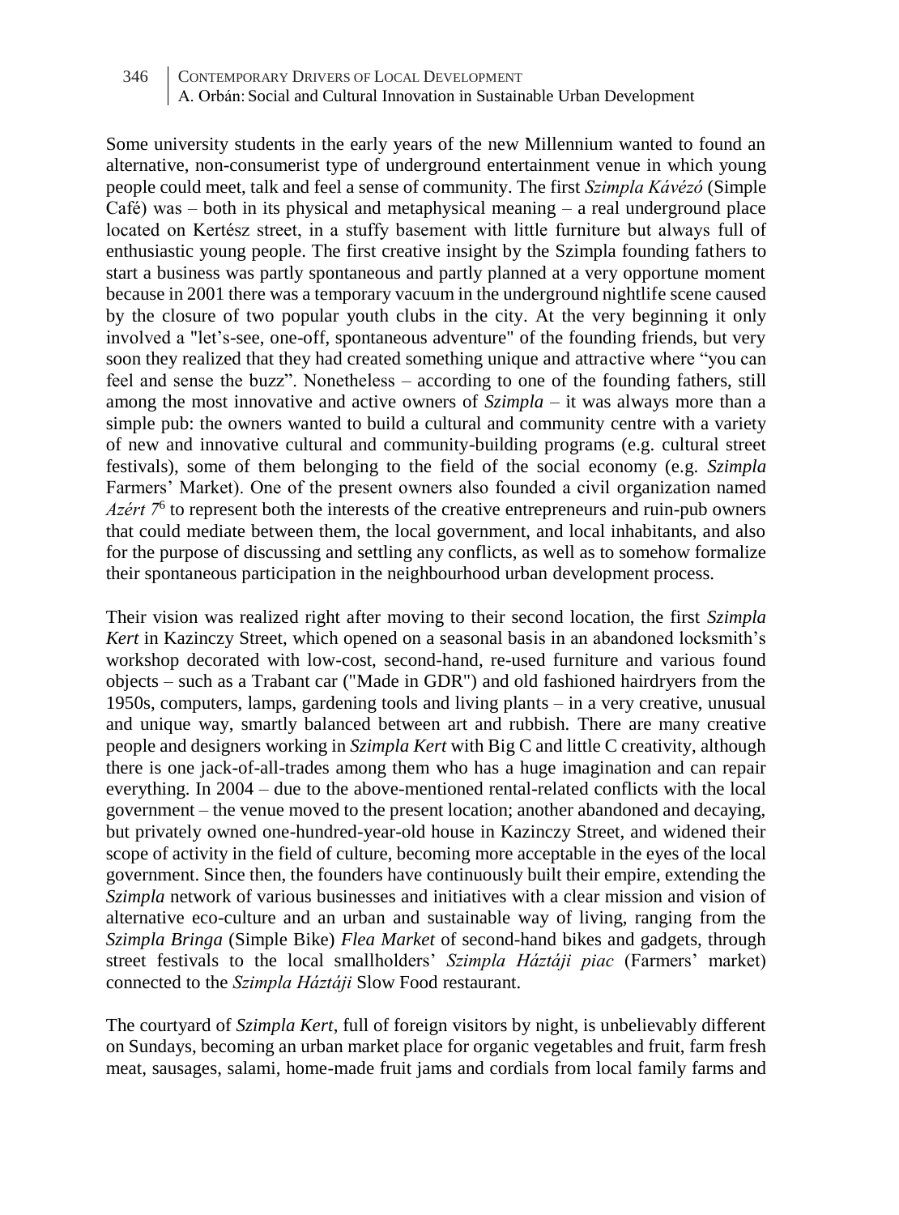Some university students in the early years of the new Millennium wanted to found an alternative, non-consumerist type of underground entertainment venue in which young people could meet, talk and feel a sense of community. The first *Szimpla Kávézó* (Simple Café) was – both in its physical and metaphysical meaning – a real underground place located on Kertész street, in a stuffy basement with little furniture but always full of enthusiastic young people. The first creative insight by the Szimpla founding fathers to start a business was partly spontaneous and partly planned at a very opportune moment because in 2001 there was a temporary vacuum in the underground nightlife scene caused by the closure of two popular youth clubs in the city. At the very beginning it only involved a "let's-see, one-off, spontaneous adventure" of the founding friends, but very soon they realized that they had created something unique and attractive where "you can feel and sense the buzz". Nonetheless – according to one of the founding fathers, still among the most innovative and active owners of *Szimpla* – it was always more than a simple pub: the owners wanted to build a cultural and community centre with a variety of new and innovative cultural and community-building programs (e.g. cultural street festivals), some of them belonging to the field of the social economy (e.g. *Szimpla* Farmers' Market). One of the present owners also founded a civil organization named *Azért 7*[6] to represent both the interests of the creative entrepreneurs and ruin-pub owners that could mediate between them, the local government, and local inhabitants, and also for the purpose of discussing and settling any conflicts, as well as to somehow formalize their spontaneous participation in the neighbourhood urban development process.

Their vision was realized right after moving to their second location, the first *Szimpla Kert* in Kazinczy Street, which opened on a seasonal basis in an abandoned locksmith's workshop decorated with low-cost, second-hand, re-used furniture and various found objects – such as a Trabant car ("Made in GDR") and old fashioned hairdryers from the 1950s, computers, lamps, gardening tools and living plants – in a very creative, unusual and unique way, smartly balanced between art and rubbish. There are many creative people and designers working in *Szimpla Kert* with Big C and little C creativity, although there is one jack-of-all-trades among them who has a huge imagination and can repair everything. In 2004 – due to the above-mentioned rental-related conflicts with the local government – the venue moved to the present location; another abandoned and decaying, but privately owned one-hundred-year-old house in Kazinczy Street, and widened their scope of activity in the field of culture, becoming more acceptable in the eyes of the local government. Since then, the founders have continuously built their empire, extending the *Szimpla* network of various businesses and initiatives with a clear mission and vision of alternative eco-culture and an urban and sustainable way of living, ranging from the *Szimpla Bringa* (Simple Bike) *Flea Market* of second-hand bikes and gadgets, through street festivals to the local smallholders' *Szimpla Háztáji piac* (Farmers' market) connected to the *Szimpla Háztáji* Slow Food restaurant.

The courtyard of *Szimpla Kert*, full of foreign visitors by night, is unbelievably different on Sundays, becoming an urban market place for organic vegetables and fruit, farm fresh meat, sausages, salami, home-made fruit jams and cordials from local family farms and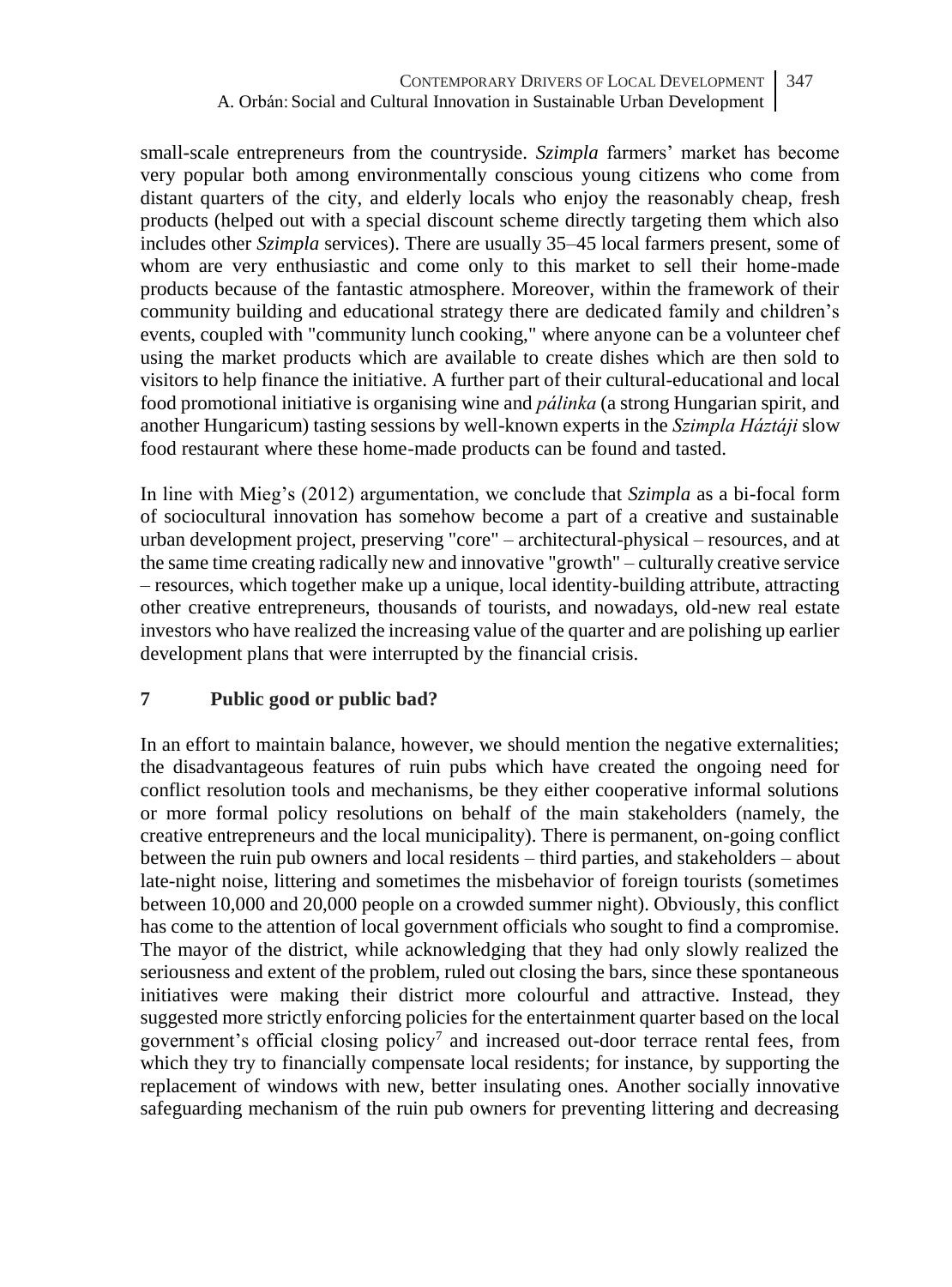small-scale entrepreneurs from the countryside. *Szimpla* farmers' market has become very popular both among environmentally conscious young citizens who come from distant quarters of the city, and elderly locals who enjoy the reasonably cheap, fresh products (helped out with a special discount scheme directly targeting them which also includes other *Szimpla* services). There are usually 35–45 local farmers present, some of whom are very enthusiastic and come only to this market to sell their home-made products because of the fantastic atmosphere. Moreover, within the framework of their community building and educational strategy there are dedicated family and children's events, coupled with "community lunch cooking," where anyone can be a volunteer chef using the market products which are available to create dishes which are then sold to visitors to help finance the initiative. A further part of their cultural-educational and local food promotional initiative is organising wine and *pálinka* (a strong Hungarian spirit, and another Hungaricum) tasting sessions by well-known experts in the *Szimpla Háztáji* slow food restaurant where these home-made products can be found and tasted.

In line with Mieg's (2012) argumentation, we conclude that *Szimpla* as a bi-focal form of sociocultural innovation has somehow become a part of a creative and sustainable urban development project, preserving "core" – architectural-physical – resources, and at the same time creating radically new and innovative "growth" – culturally creative service – resources, which together make up a unique, local identity-building attribute, attracting other creative entrepreneurs, thousands of tourists, and nowadays, old-new real estate investors who have realized the increasing value of the quarter and are polishing up earlier development plans that were interrupted by the financial crisis.

## 7 Public good or public bad?

In an effort to maintain balance, however, we should mention the negative externalities; the disadvantageous features of ruin pubs which have created the ongoing need for conflict resolution tools and mechanisms, be they either cooperative informal solutions or more formal policy resolutions on behalf of the main stakeholders (namely, the creative entrepreneurs and the local municipality). There is permanent, on-going conflict between the ruin pub owners and local residents – third parties, and stakeholders – about late-night noise, littering and sometimes the misbehavior of foreign tourists (sometimes between 10,000 and 20,000 people on a crowded summer night). Obviously, this conflict has come to the attention of local government officials who sought to find a compromise. The mayor of the district, while acknowledging that they had only slowly realized the seriousness and extent of the problem, ruled out closing the bars, since these spontaneous initiatives were making their district more colourful and attractive. Instead, they suggested more strictly enforcing policies for the entertainment quarter based on the local government's official closing policy[7] and increased out-door terrace rental fees, from which they try to financially compensate local residents; for instance, by supporting the replacement of windows with new, better insulating ones. Another socially innovative safeguarding mechanism of the ruin pub owners for preventing littering and decreasing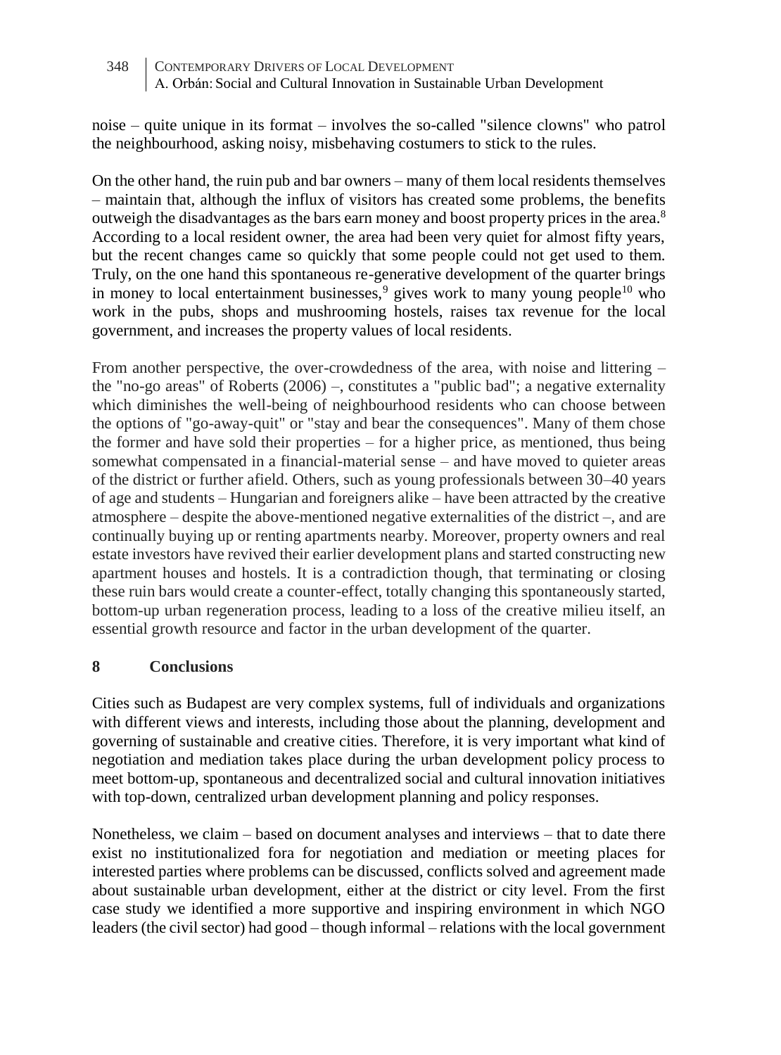noise – quite unique in its format – involves the so-called "silence clowns" who patrol the neighbourhood, asking noisy, misbehaving costumers to stick to the rules.

On the other hand, the ruin pub and bar owners – many of them local residents themselves – maintain that, although the influx of visitors has created some problems, the benefits outweigh the disadvantages as the bars earn money and boost property prices in the area.[8] According to a local resident owner, the area had been very quiet for almost fifty years, but the recent changes came so quickly that some people could not get used to them. Truly, on the one hand this spontaneous re-generative development of the quarter brings in money to local entertainment businesses,[9] gives work to many young people[10] who work in the pubs, shops and mushrooming hostels, raises tax revenue for the local government, and increases the property values of local residents.

From another perspective, the over-crowdedness of the area, with noise and littering – the "no-go areas" of Roberts (2006) –, constitutes a "public bad"; a negative externality which diminishes the well-being of neighbourhood residents who can choose between the options of "go-away-quit" or "stay and bear the consequences". Many of them chose the former and have sold their properties – for a higher price, as mentioned, thus being somewhat compensated in a financial-material sense – and have moved to quieter areas of the district or further afield. Others, such as young professionals between 30–40 years of age and students – Hungarian and foreigners alike – have been attracted by the creative atmosphere – despite the above-mentioned negative externalities of the district –, and are continually buying up or renting apartments nearby. Moreover, property owners and real estate investors have revived their earlier development plans and started constructing new apartment houses and hostels. It is a contradiction though, that terminating or closing these ruin bars would create a counter-effect, totally changing this spontaneously started, bottom-up urban regeneration process, leading to a loss of the creative milieu itself, an essential growth resource and factor in the urban development of the quarter.

## 8 Conclusions

Cities such as Budapest are very complex systems, full of individuals and organizations with different views and interests, including those about the planning, development and governing of sustainable and creative cities. Therefore, it is very important what kind of negotiation and mediation takes place during the urban development policy process to meet bottom-up, spontaneous and decentralized social and cultural innovation initiatives with top-down, centralized urban development planning and policy responses.

Nonetheless, we claim – based on document analyses and interviews – that to date there exist no institutionalized fora for negotiation and mediation or meeting places for interested parties where problems can be discussed, conflicts solved and agreement made about sustainable urban development, either at the district or city level. From the first case study we identified a more supportive and inspiring environment in which NGO leaders (the civil sector) had good – though informal – relations with the local government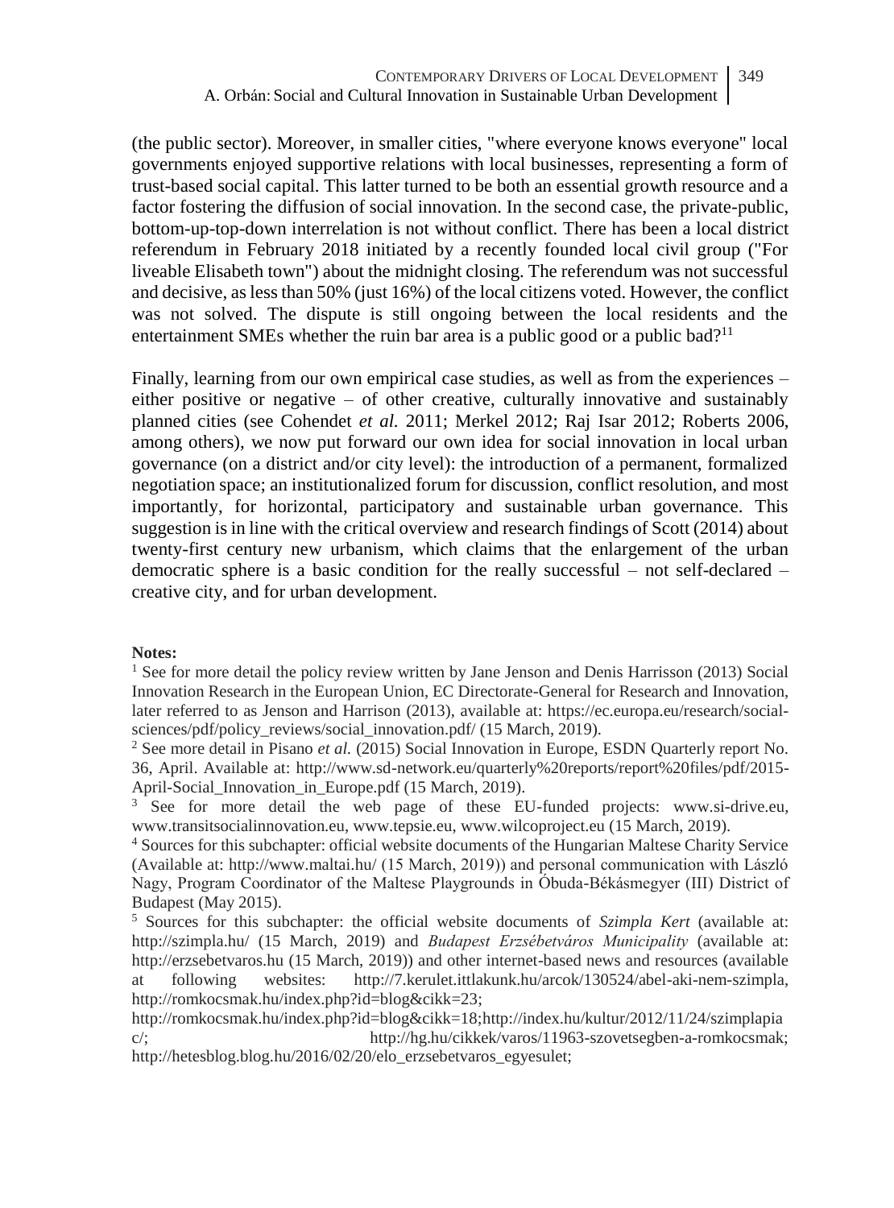(the public sector). Moreover, in smaller cities, "where everyone knows everyone" local governments enjoyed supportive relations with local businesses, representing a form of trust-based social capital. This latter turned to be both an essential growth resource and a factor fostering the diffusion of social innovation. In the second case, the private-public, bottom-up-top-down interrelation is not without conflict. There has been a local district referendum in February 2018 initiated by a recently founded local civil group ("For liveable Elisabeth town") about the midnight closing. The referendum was not successful and decisive, as less than 50% (just 16%) of the local citizens voted. However, the conflict was not solved. The dispute is still ongoing between the local residents and the entertainment SMEs whether the ruin bar area is a public good or a public bad?[11]

Finally, learning from our own empirical case studies, as well as from the experiences – either positive or negative – of other creative, culturally innovative and sustainably planned cities (see Cohendet *et al.* 2011; Merkel 2012; Raj Isar 2012; Roberts 2006, among others), we now put forward our own idea for social innovation in local urban governance (on a district and/or city level): the introduction of a permanent, formalized negotiation space; an institutionalized forum for discussion, conflict resolution, and most importantly, for horizontal, participatory and sustainable urban governance. This suggestion is in line with the critical overview and research findings of Scott (2014) about twenty-first century new urbanism, which claims that the enlargement of the urban democratic sphere is a basic condition for the really successful – not self-declared – creative city, and for urban development.

**Notes:**

[1] See for more detail the policy review written by Jane Jenson and Denis Harrisson (2013) Social Innovation Research in the European Union, EC Directorate-General for Research and Innovation, later referred to as Jenson and Harrison (2013), available at: https://ec.europa.eu/research/social-sciences/pdf/policy_reviews/social_innovation.pdf/ (15 March, 2019).

[2] See more detail in Pisano *et al.* (2015) Social Innovation in Europe, ESDN Quarterly report No. 36, April. Available at: http://www.sd-network.eu/quarterly%20reports/report%20files/pdf/2015-April-Social_Innovation_in_Europe.pdf (15 March, 2019).

[3] See for more detail the web page of these EU-funded projects: www.si-drive.eu, www.transitsocialinnovation.eu, www.tepsie.eu, www.wilcoproject.eu (15 March, 2019).

[4] Sources for this subchapter: official website documents of the Hungarian Maltese Charity Service (Available at: http://www.maltai.hu/ (15 March, 2019)) and personal communication with László Nagy, Program Coordinator of the Maltese Playgrounds in Óbuda-Békásmegyer (III) District of Budapest (May 2015).

[5] Sources for this subchapter: the official website documents of *Szimpla Kert* (available at: http://szimpla.hu/ (15 March, 2019) and *Budapest Erzsébetváros Municipality* (available at: http://erzsebetvaros.hu (15 March, 2019)) and other internet-based news and resources (available at following websites: http://7.kerulet.ittlakunk.hu/arcok/130524/abel-aki-nem-szimpla, http://romkocsmak.hu/index.php?id=blog&cikk=23; http://romkocsmak.hu/index.php?id=blog&cikk=18;http://index.hu/kultur/2012/11/24/szimplapiac/; http://hg.hu/cikkek/varos/11963-szovetsegben-a-romkocsmak; http://hetesblog.blog.hu/2016/02/20/elo_erzsebetvaros_egyesulet;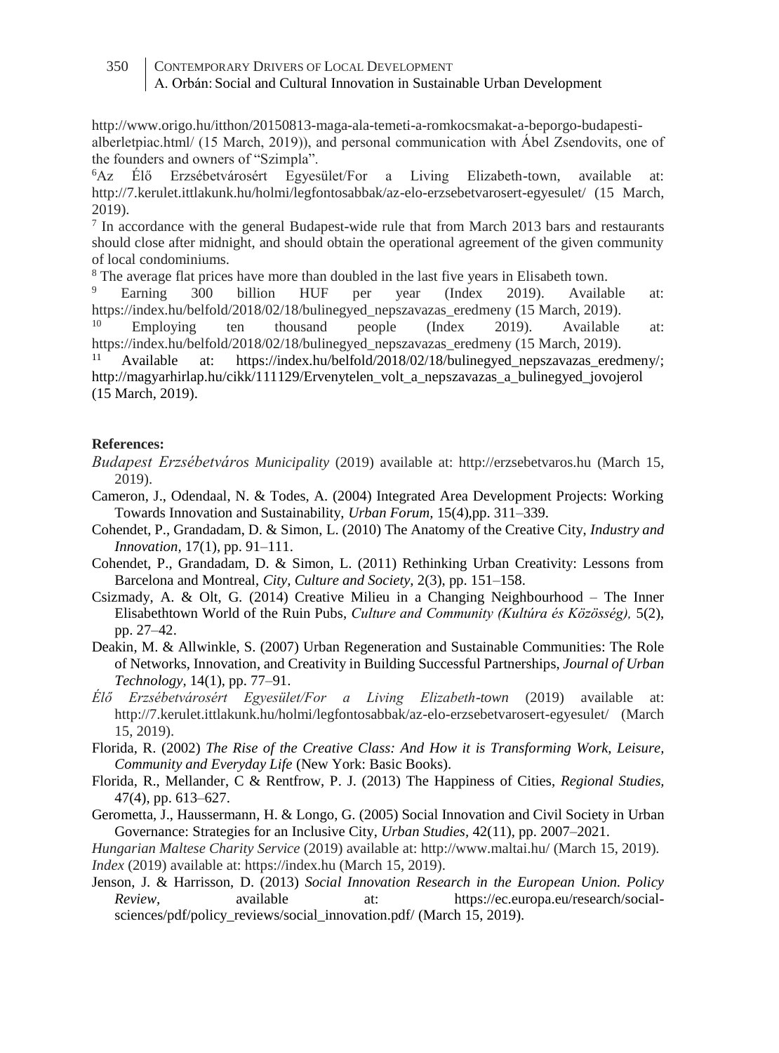http://www.origo.hu/itthon/20150813-maga-ala-temeti-a-romkocsmakat-a-beporgo-budapesti-alberletpiac.html/ (15 March, 2019)), and personal communication with Ábel Zsendovits, one of the founders and owners of "Szimpla".

[6] Az Élő Erzsébetvárosért Egyesület/For a Living Elizabeth-town, available at: http://7.kerulet.ittlakunk.hu/holmi/legfontosabbak/az-elo-erzsebetvarosert-egyesulet/ (15 March, 2019).

[7] In accordance with the general Budapest-wide rule that from March 2013 bars and restaurants should close after midnight, and should obtain the operational agreement of the given community of local condominiums.

[8] The average flat prices have more than doubled in the last five years in Elisabeth town.

[9] Earning 300 billion HUF per year (Index 2019). Available at: https://index.hu/belfold/2018/02/18/bulinegyed_nepszavazas_eredmeny (15 March, 2019).

[10] Employing ten thousand people (Index 2019). Available at: https://index.hu/belfold/2018/02/18/bulinegyed_nepszavazas_eredmeny (15 March, 2019).

[11] Available at: https://index.hu/belfold/2018/02/18/bulinegyed_nepszavazas_eredmeny/; http://magyarhirlap.hu/cikk/111129/Ervenytelen_volt_a_nepszavazas_a_bulinegyed_jovojerol (15 March, 2019).

**References:**

*Budapest Erzsébetváros Municipality* (2019) available at: http://erzsebetvaros.hu (March 15, 2019).

Cameron, J., Odendaal, N. & Todes, A. (2004) Integrated Area Development Projects: Working Towards Innovation and Sustainability, *Urban Forum*, 15(4),pp. 311–339.

Cohendet, P., Grandadam, D. & Simon, L. (2010) The Anatomy of the Creative City, *Industry and Innovation*, 17(1), pp. 91–111.

Cohendet, P., Grandadam, D. & Simon, L. (2011) Rethinking Urban Creativity: Lessons from Barcelona and Montreal, *City, Culture and Society*, 2(3), pp. 151–158.

Csizmady, A. & Olt, G. (2014) Creative Milieu in a Changing Neighbourhood – The Inner Elisabethtown World of the Ruin Pubs, *Culture and Community (Kultúra és Közösség),* 5(2), pp. 27–42.

Deakin, M. & Allwinkle, S. (2007) Urban Regeneration and Sustainable Communities: The Role of Networks, Innovation, and Creativity in Building Successful Partnerships, *Journal of Urban Technology*, 14(1), pp. 77–91.

*Élő Erzsébetvárosért Egyesület/For a Living Elizabeth-town* (2019) available at: http://7.kerulet.ittlakunk.hu/holmi/legfontosabbak/az-elo-erzsebetvarosert-egyesulet/ (March 15, 2019).

Florida, R. (2002) *The Rise of the Creative Class: And How it is Transforming Work, Leisure, Community and Everyday Life* (New York: Basic Books).

Florida, R., Mellander, C & Rentfrow, P. J. (2013) The Happiness of Cities, *Regional Studies*, 47(4), pp. 613–627.

Gerometta, J., Haussermann, H. & Longo, G. (2005) Social Innovation and Civil Society in Urban Governance: Strategies for an Inclusive City, *Urban Studies*, 42(11), pp. 2007–2021.

*Hungarian Maltese Charity Service* (2019) available at: http://www.maltai.hu/ (March 15, 2019).

*Index* (2019) available at: https://index.hu (March 15, 2019).

Jenson, J. & Harrisson, D. (2013) *Social Innovation Research in the European Union. Policy Review*, available at: https://ec.europa.eu/research/social-sciences/pdf/policy_reviews/social_innovation.pdf/ (March 15, 2019).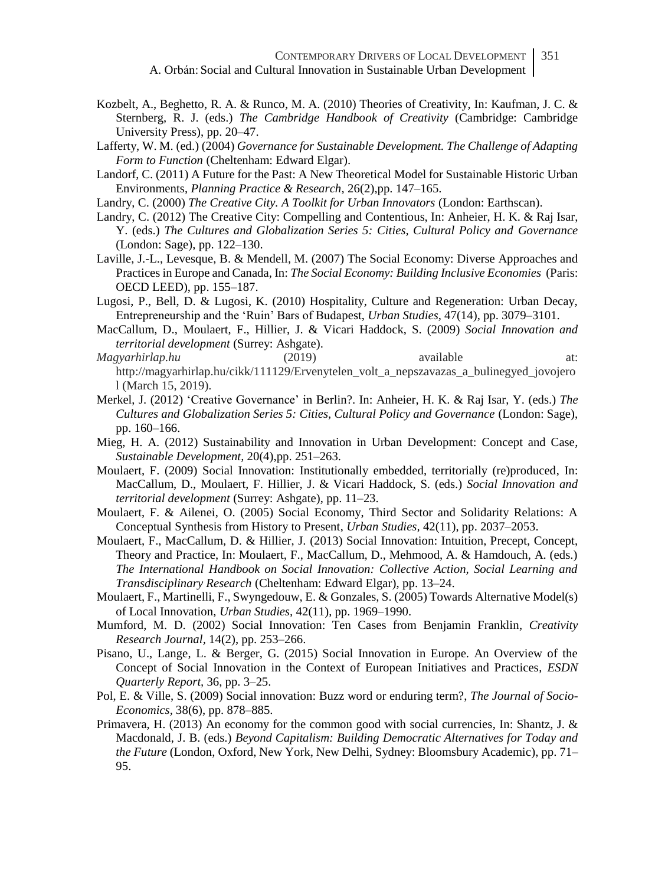Kozbelt, A., Beghetto, R. A. & Runco, M. A. (2010) Theories of Creativity, In: Kaufman, J. C. & Sternberg, R. J. (eds.) *The Cambridge Handbook of Creativity* (Cambridge: Cambridge University Press), pp. 20–47.

Lafferty, W. M. (ed.) (2004) *Governance for Sustainable Development. The Challenge of Adapting Form to Function* (Cheltenham: Edward Elgar).

Landorf, C. (2011) A Future for the Past: A New Theoretical Model for Sustainable Historic Urban Environments, *Planning Practice & Research,* 26(2),pp. 147–165.

Landry, C. (2000) *The Creative City. A Toolkit for Urban Innovators* (London: Earthscan).

Landry, C. (2012) The Creative City: Compelling and Contentious, In: Anheier, H. K. & Raj Isar, Y. (eds.) *The Cultures and Globalization Series 5: Cities, Cultural Policy and Governance* (London: Sage), pp. 122–130.

Laville, J.-L., Levesque, B. & Mendell, M. (2007) The Social Economy: Diverse Approaches and Practices in Europe and Canada, In: *The Social Economy: Building Inclusive Economies* (Paris: OECD LEED), pp. 155–187.

Lugosi, P., Bell, D. & Lugosi, K. (2010) Hospitality, Culture and Regeneration: Urban Decay, Entrepreneurship and the 'Ruin' Bars of Budapest, *Urban Studies*, 47(14), pp. 3079–3101.

MacCallum, D., Moulaert, F., Hillier, J. & Vicari Haddock, S. (2009) *Social Innovation and territorial development* (Surrey: Ashgate).

*Magyarhirlap.hu* (2019) available at: http://magyarhirlap.hu/cikk/111129/Ervenytelen_volt_a_nepszavazas_a_bulinegyed_jovojerol (March 15, 2019).

Merkel, J. (2012) 'Creative Governance' in Berlin?. In: Anheier, H. K. & Raj Isar, Y. (eds.) *The Cultures and Globalization Series 5: Cities, Cultural Policy and Governance* (London: Sage), pp. 160–166.

Mieg, H. A. (2012) Sustainability and Innovation in Urban Development: Concept and Case, *Sustainable Development,* 20(4),pp. 251–263.

Moulaert, F. (2009) Social Innovation: Institutionally embedded, territorially (re)produced, In: MacCallum, D., Moulaert, F. Hillier, J. & Vicari Haddock, S. (eds.) *Social Innovation and territorial development* (Surrey: Ashgate), pp. 11–23.

Moulaert, F. & Ailenei, O. (2005) Social Economy, Third Sector and Solidarity Relations: A Conceptual Synthesis from History to Present, *Urban Studies,* 42(11), pp. 2037–2053.

Moulaert, F., MacCallum, D. & Hillier, J. (2013) Social Innovation: Intuition, Precept, Concept, Theory and Practice, In: Moulaert, F., MacCallum, D., Mehmood, A. & Hamdouch, A. (eds.) *The International Handbook on Social Innovation: Collective Action, Social Learning and Transdisciplinary Research* (Cheltenham: Edward Elgar), pp. 13–24.

Moulaert, F., Martinelli, F., Swyngedouw, E. & Gonzales, S. (2005) Towards Alternative Model(s) of Local Innovation, *Urban Studies*, 42(11), pp. 1969–1990.

Mumford, M. D. (2002) Social Innovation: Ten Cases from Benjamin Franklin, *Creativity Research Journal*, 14(2), pp. 253–266.

Pisano, U., Lange, L. & Berger, G. (2015) Social Innovation in Europe. An Overview of the Concept of Social Innovation in the Context of European Initiatives and Practices, *ESDN Quarterly Report*, 36, pp. 3–25.

Pol, E. & Ville, S. (2009) Social innovation: Buzz word or enduring term?, *The Journal of Socio-Economics*, 38(6), pp. 878–885.

Primavera, H. (2013) An economy for the common good with social currencies, In: Shantz, J. & Macdonald, J. B. (eds.) *Beyond Capitalism: Building Democratic Alternatives for Today and the Future* (London, Oxford, New York, New Delhi, Sydney: Bloomsbury Academic), pp. 71–95.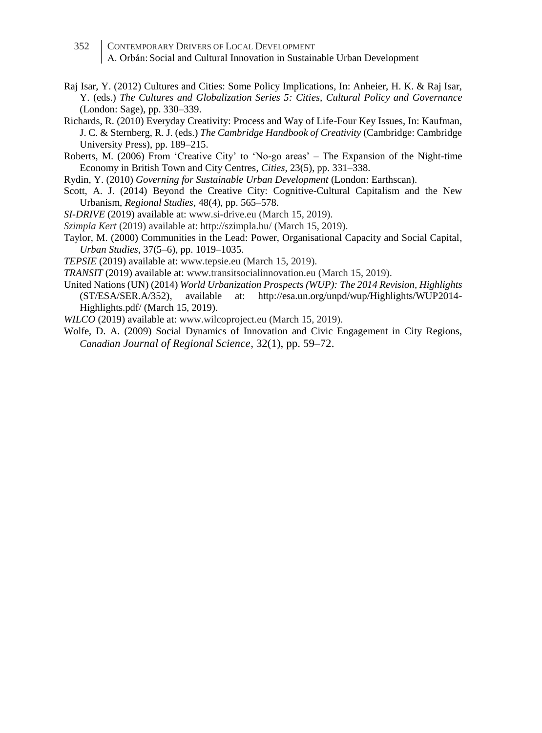Raj Isar, Y. (2012) Cultures and Cities: Some Policy Implications, In: Anheier, H. K. & Raj Isar, Y. (eds.) *The Cultures and Globalization Series 5: Cities, Cultural Policy and Governance* (London: Sage), pp. 330–339.

Richards, R. (2010) Everyday Creativity: Process and Way of Life-Four Key Issues, In: Kaufman, J. C. & Sternberg, R. J. (eds.) *The Cambridge Handbook of Creativity* (Cambridge: Cambridge University Press), pp. 189–215.

Roberts, M. (2006) From 'Creative City' to 'No-go areas' – The Expansion of the Night-time Economy in British Town and City Centres, *Cities*, 23(5), pp. 331–338.

Rydin, Y. (2010) *Governing for Sustainable Urban Development* (London: Earthscan).

Scott, A. J. (2014) Beyond the Creative City: Cognitive-Cultural Capitalism and the New Urbanism, *Regional Studies*, 48(4), pp. 565–578.

*SI-DRIVE* (2019) available at: www.si-drive.eu (March 15, 2019).

*Szimpla Kert* (2019) available at: http://szimpla.hu/ (March 15, 2019).

Taylor, M. (2000) Communities in the Lead: Power, Organisational Capacity and Social Capital, *Urban Studies*, 37(5–6), pp. 1019–1035.

*TEPSIE* (2019) available at: www.tepsie.eu (March 15, 2019).

*TRANSIT* (2019) available at: www.transitsocialinnovation.eu (March 15, 2019).

United Nations (UN) (2014) *World Urbanization Prospects (WUP): The 2014 Revision, Highlights* (ST/ESA/SER.A/352), available at: http://esa.un.org/unpd/wup/Highlights/WUP2014-Highlights.pdf/ (March 15, 2019).

*WILCO* (2019) available at: www.wilcoproject.eu (March 15, 2019).

Wolfe, D. A. (2009) Social Dynamics of Innovation and Civic Engagement in City Regions, *Canadian Journal of Regional Science*, 32(1), pp. 59–72.